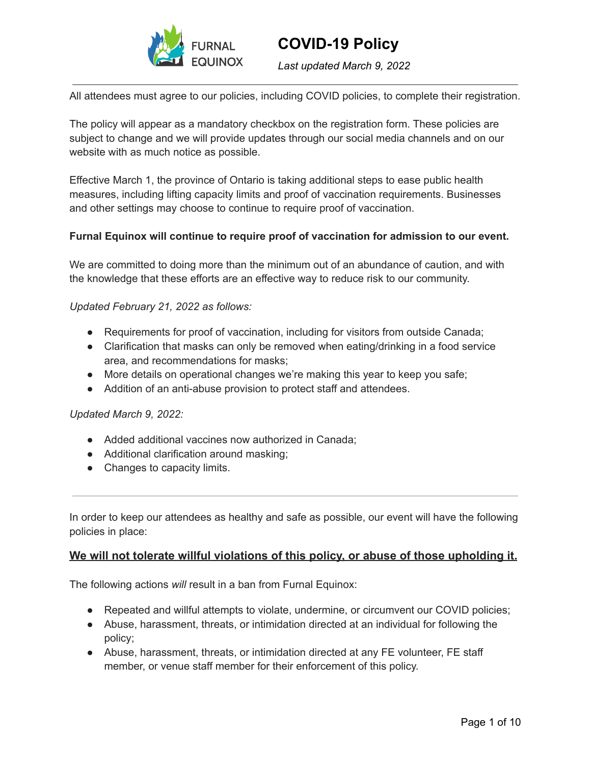FURNAL EQUINOX

# COVID-19 Policy

*Last updated March 9, 2022*

---

All attendees must agree to our policies, including COVID policies, to complete their registration.

The policy will appear as a mandatory checkbox on the registration form. These policies are subject to change and we will provide updates through our social media channels and on our website with as much notice as possible.

Effective March 1, the province of Ontario is taking additional steps to ease public health measures, including lifting capacity limits and proof of vaccination requirements. Businesses and other settings may choose to continue to require proof of vaccination.

**Furnal Equinox will continue to require proof of vaccination for admission to our event.**

We are committed to doing more than the minimum out of an abundance of caution, and with the knowledge that these efforts are an effective way to reduce risk to our community.

*Updated February 21, 2022 as follows:*

- Requirements for proof of vaccination, including for visitors from outside Canada;
- Clarification that masks can only be removed when eating/drinking in a food service area, and recommendations for masks;
- More details on operational changes we're making this year to keep you safe;
- Addition of an anti-abuse provision to protect staff and attendees.

*Updated March 9, 2022:*

- Added additional vaccines now authorized in Canada;
- Additional clarification around masking;
- Changes to capacity limits.

---

In order to keep our attendees as healthy and safe as possible, our event will have the following policies in place:

**<u>We will not tolerate willful violations of this policy, or abuse of those upholding it.</u>**

The following actions *will* result in a ban from Furnal Equinox:

- Repeated and willful attempts to violate, undermine, or circumvent our COVID policies;
- Abuse, harassment, threats, or intimidation directed at an individual for following the policy;
- Abuse, harassment, threats, or intimidation directed at any FE volunteer, FE staff member, or venue staff member for their enforcement of this policy.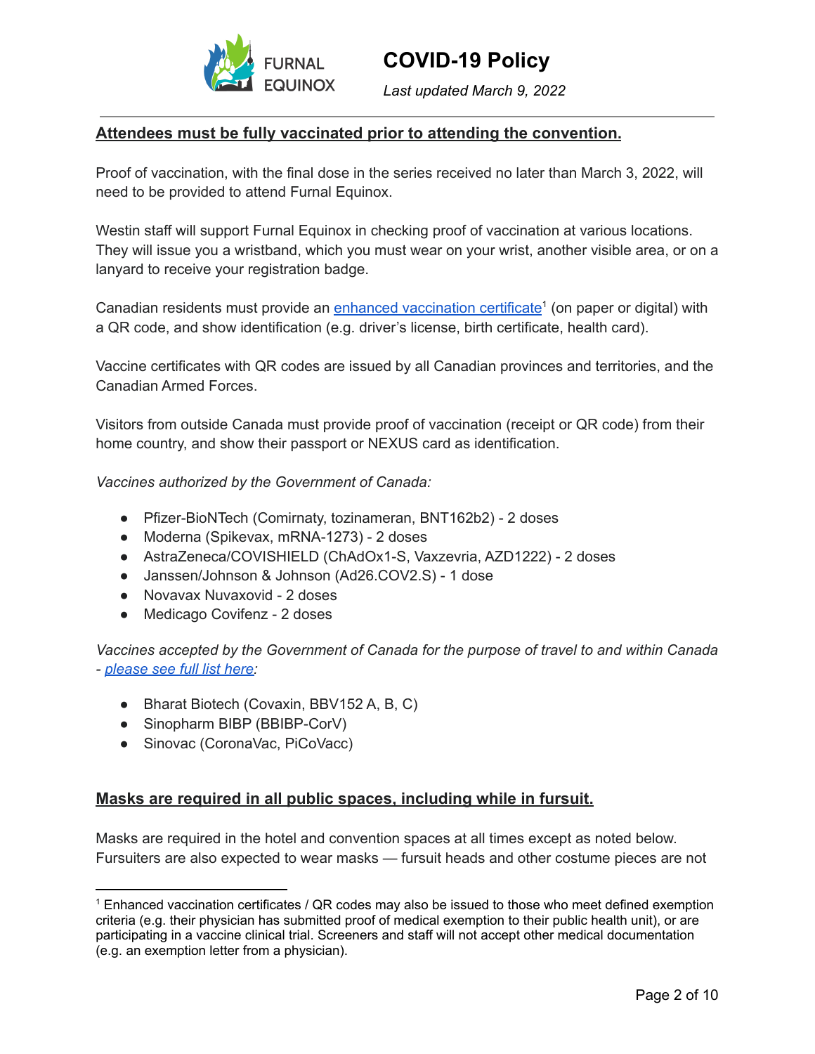# COVID-19 Policy

*Last updated March 9, 2022*

---

**Attendees must be fully vaccinated prior to attending the convention.**

Proof of vaccination, with the final dose in the series received no later than March 3, 2022, will need to be provided to attend Furnal Equinox.

Westin staff will support Furnal Equinox in checking proof of vaccination at various locations. They will issue you a wristband, which you must wear on your wrist, another visible area, or on a lanyard to receive your registration badge.

Canadian residents must provide an enhanced vaccination certificate[1] (on paper or digital) with a QR code, and show identification (e.g. driver's license, birth certificate, health card).

Vaccine certificates with QR codes are issued by all Canadian provinces and territories, and the Canadian Armed Forces.

Visitors from outside Canada must provide proof of vaccination (receipt or QR code) from their home country, and show their passport or NEXUS card as identification.

*Vaccines authorized by the Government of Canada:*

- Pfizer-BioNTech (Comirnaty, tozinameran, BNT162b2) - 2 doses
- Moderna (Spikevax, mRNA-1273) - 2 doses
- AstraZeneca/COVISHIELD (ChAdOx1-S, Vaxzevria, AZD1222) - 2 doses
- Janssen/Johnson & Johnson (Ad26.COV2.S) - 1 dose
- Novavax Nuvaxovid - 2 doses
- Medicago Covifenz - 2 doses

*Vaccines accepted by the Government of Canada for the purpose of travel to and within Canada - please see full list here:*

- Bharat Biotech (Covaxin, BBV152 A, B, C)
- Sinopharm BIBP (BBIBP-CorV)
- Sinovac (CoronaVac, PiCoVacc)

**Masks are required in all public spaces, including while in fursuit.**

Masks are required in the hotel and convention spaces at all times except as noted below. Fursuiters are also expected to wear masks — fursuit heads and other costume pieces are not

---

[1] Enhanced vaccination certificates / QR codes may also be issued to those who meet defined exemption criteria (e.g. their physician has submitted proof of medical exemption to their public health unit), or are participating in a vaccine clinical trial. Screeners and staff will not accept other medical documentation (e.g. an exemption letter from a physician).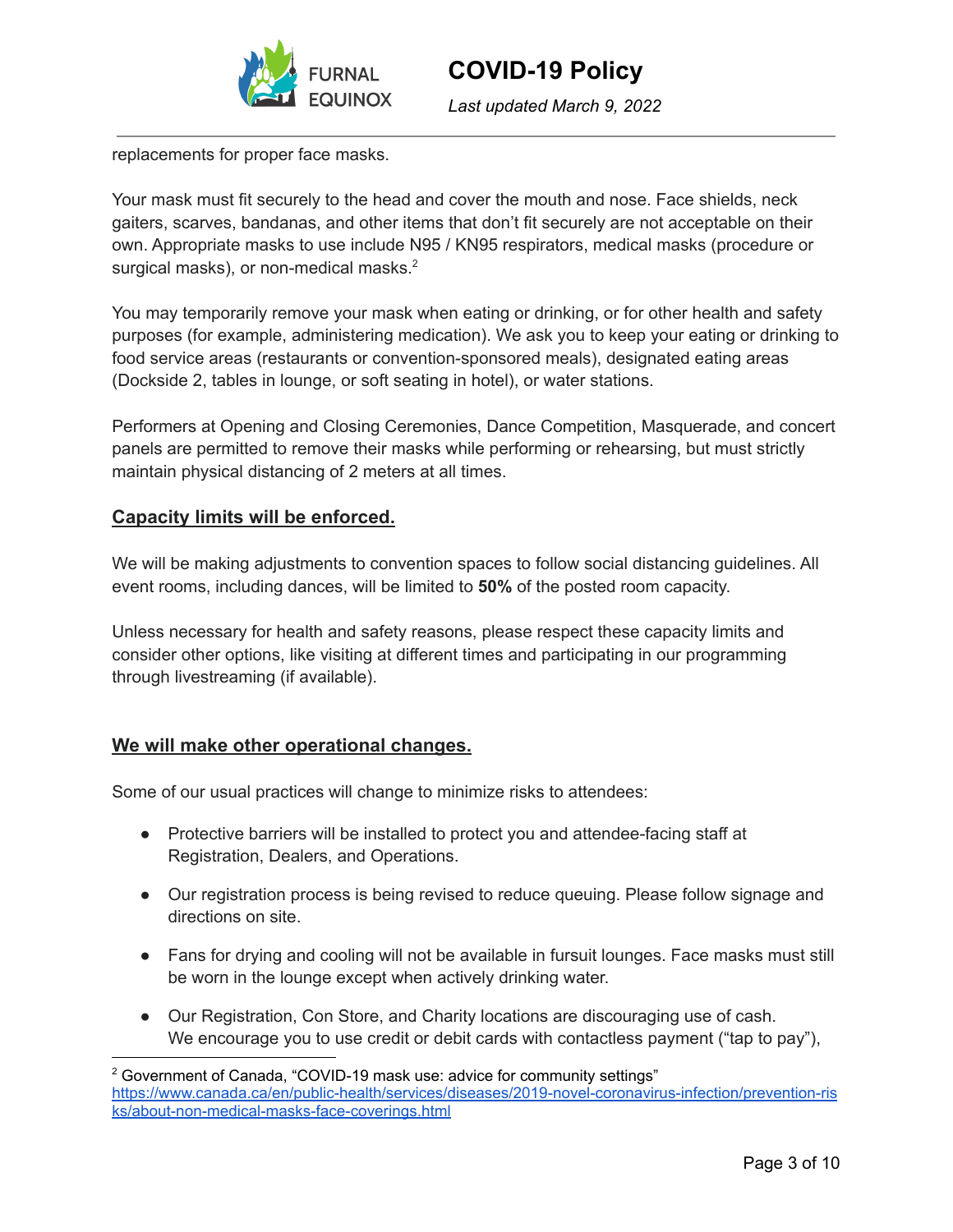replacements for proper face masks.

Your mask must fit securely to the head and cover the mouth and nose. Face shields, neck gaiters, scarves, bandanas, and other items that don't fit securely are not acceptable on their own. Appropriate masks to use include N95 / KN95 respirators, medical masks (procedure or surgical masks), or non-medical masks.[2]

You may temporarily remove your mask when eating or drinking, or for other health and safety purposes (for example, administering medication). We ask you to keep your eating or drinking to food service areas (restaurants or convention-sponsored meals), designated eating areas (Dockside 2, tables in lounge, or soft seating in hotel), or water stations.

Performers at Opening and Closing Ceremonies, Dance Competition, Masquerade, and concert panels are permitted to remove their masks while performing or rehearsing, but must strictly maintain physical distancing of 2 meters at all times.

## Capacity limits will be enforced.

We will be making adjustments to convention spaces to follow social distancing guidelines. All event rooms, including dances, will be limited to **50%** of the posted room capacity.

Unless necessary for health and safety reasons, please respect these capacity limits and consider other options, like visiting at different times and participating in our programming through livestreaming (if available).

## We will make other operational changes.

Some of our usual practices will change to minimize risks to attendees:

- Protective barriers will be installed to protect you and attendee-facing staff at Registration, Dealers, and Operations.
- Our registration process is being revised to reduce queuing. Please follow signage and directions on site.
- Fans for drying and cooling will not be available in fursuit lounges. Face masks must still be worn in the lounge except when actively drinking water.
- Our Registration, Con Store, and Charity locations are discouraging use of cash. We encourage you to use credit or debit cards with contactless payment ("tap to pay"),

---

[2] Government of Canada, "COVID-19 mask use: advice for community settings" https://www.canada.ca/en/public-health/services/diseases/2019-novel-coronavirus-infection/prevention-risks/about-non-medical-masks-face-coverings.html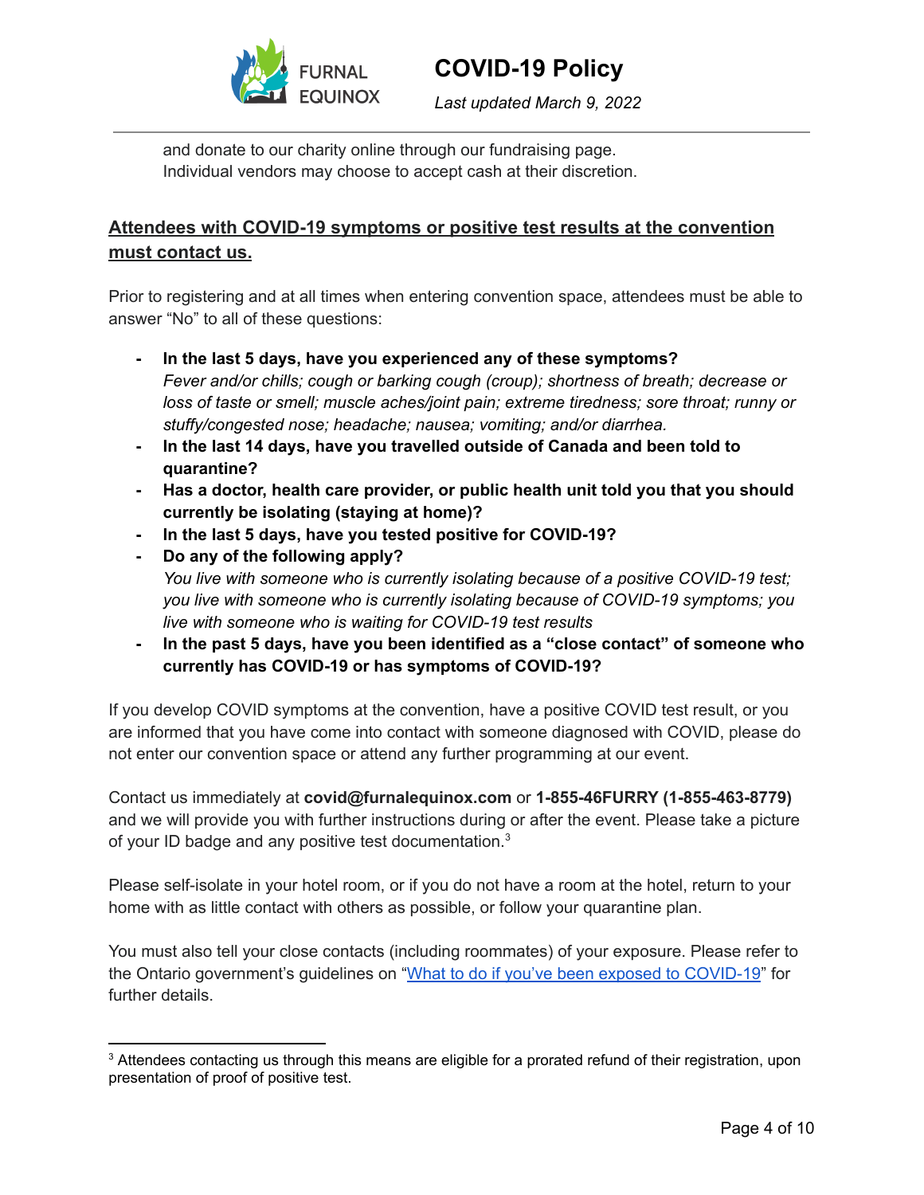and donate to our charity online through our fundraising page.
Individual vendors may choose to accept cash at their discretion.

## Attendees with COVID-19 symptoms or positive test results at the convention must contact us.

Prior to registering and at all times when entering convention space, attendees must be able to answer "No" to all of these questions:

- **In the last 5 days, have you experienced any of these symptoms?**
  *Fever and/or chills; cough or barking cough (croup); shortness of breath; decrease or loss of taste or smell; muscle aches/joint pain; extreme tiredness; sore throat; runny or stuffy/congested nose; headache; nausea; vomiting; and/or diarrhea.*
- **In the last 14 days, have you travelled outside of Canada and been told to quarantine?**
- **Has a doctor, health care provider, or public health unit told you that you should currently be isolating (staying at home)?**
- **In the last 5 days, have you tested positive for COVID-19?**
- **Do any of the following apply?**
  *You live with someone who is currently isolating because of a positive COVID-19 test; you live with someone who is currently isolating because of COVID-19 symptoms; you live with someone who is waiting for COVID-19 test results*
- **In the past 5 days, have you been identified as a "close contact" of someone who currently has COVID-19 or has symptoms of COVID-19?**

If you develop COVID symptoms at the convention, have a positive COVID test result, or you are informed that you have come into contact with someone diagnosed with COVID, please do not enter our convention space or attend any further programming at our event.

Contact us immediately at **covid@furnalequinox.com** or **1-855-46FURRY (1-855-463-8779)** and we will provide you with further instructions during or after the event. Please take a picture of your ID badge and any positive test documentation.[3]

Please self-isolate in your hotel room, or if you do not have a room at the hotel, return to your home with as little contact with others as possible, or follow your quarantine plan.

You must also tell your close contacts (including roommates) of your exposure. Please refer to the Ontario government's guidelines on "[What to do if you've been exposed to COVID-19]" for further details.

[3] Attendees contacting us through this means are eligible for a prorated refund of their registration, upon presentation of proof of positive test.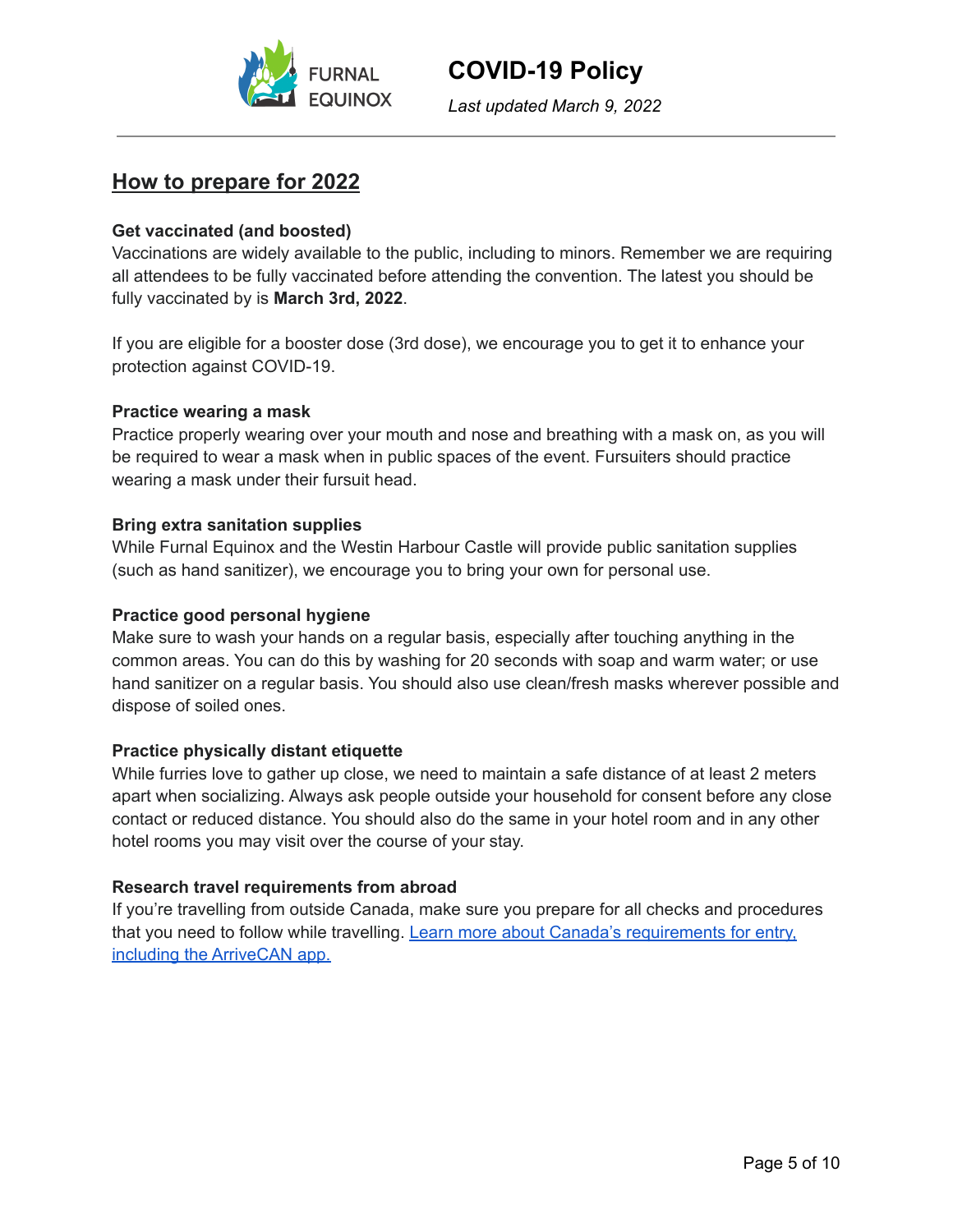## How to prepare for 2022

**Get vaccinated (and boosted)**
Vaccinations are widely available to the public, including to minors. Remember we are requiring all attendees to be fully vaccinated before attending the convention. The latest you should be fully vaccinated by is **March 3rd, 2022**.

If you are eligible for a booster dose (3rd dose), we encourage you to get it to enhance your protection against COVID-19.

**Practice wearing a mask**
Practice properly wearing over your mouth and nose and breathing with a mask on, as you will be required to wear a mask when in public spaces of the event. Fursuiters should practice wearing a mask under their fursuit head.

**Bring extra sanitation supplies**
While Furnal Equinox and the Westin Harbour Castle will provide public sanitation supplies (such as hand sanitizer), we encourage you to bring your own for personal use.

**Practice good personal hygiene**
Make sure to wash your hands on a regular basis, especially after touching anything in the common areas. You can do this by washing for 20 seconds with soap and warm water; or use hand sanitizer on a regular basis. You should also use clean/fresh masks wherever possible and dispose of soiled ones.

**Practice physically distant etiquette**
While furries love to gather up close, we need to maintain a safe distance of at least 2 meters apart when socializing. Always ask people outside your household for consent before any close contact or reduced distance. You should also do the same in your hotel room and in any other hotel rooms you may visit over the course of your stay.

**Research travel requirements from abroad**
If you're travelling from outside Canada, make sure you prepare for all checks and procedures that you need to follow while travelling. Learn more about Canada's requirements for entry, including the ArriveCAN app.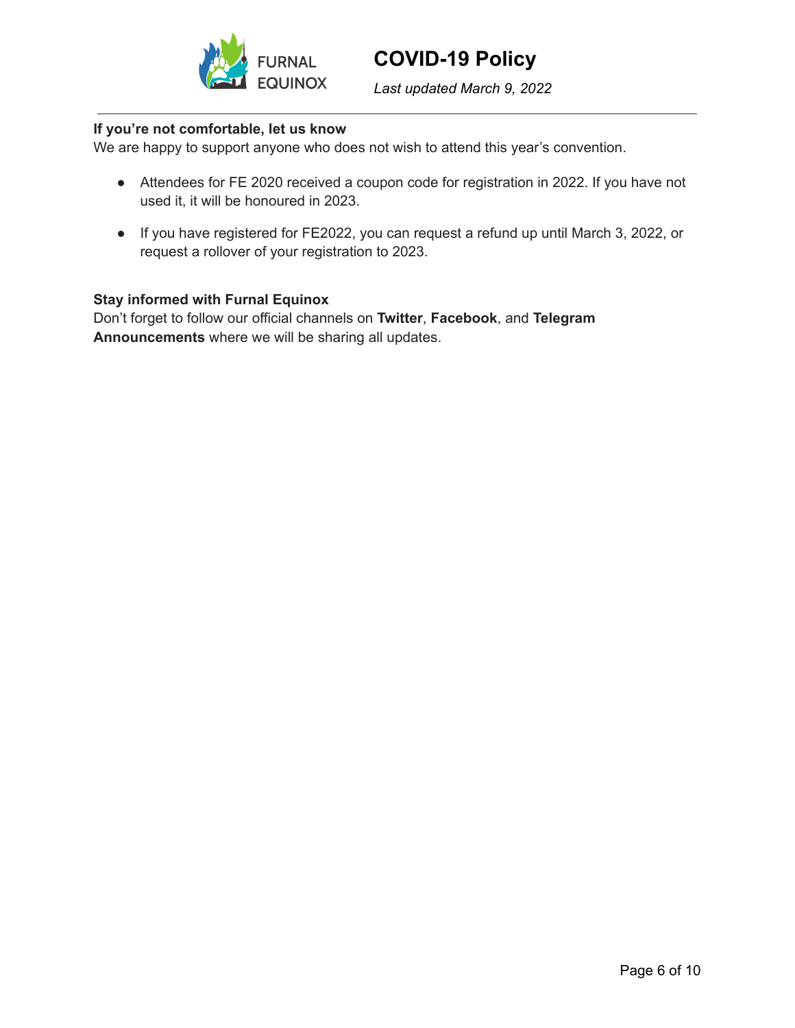**If you're not comfortable, let us know**
We are happy to support anyone who does not wish to attend this year's convention.

- Attendees for FE 2020 received a coupon code for registration in 2022. If you have not used it, it will be honoured in 2023.
- If you have registered for FE2022, you can request a refund up until March 3, 2022, or request a rollover of your registration to 2023.

**Stay informed with Furnal Equinox**
Don't forget to follow our official channels on **Twitter**, **Facebook**, and **Telegram Announcements** where we will be sharing all updates.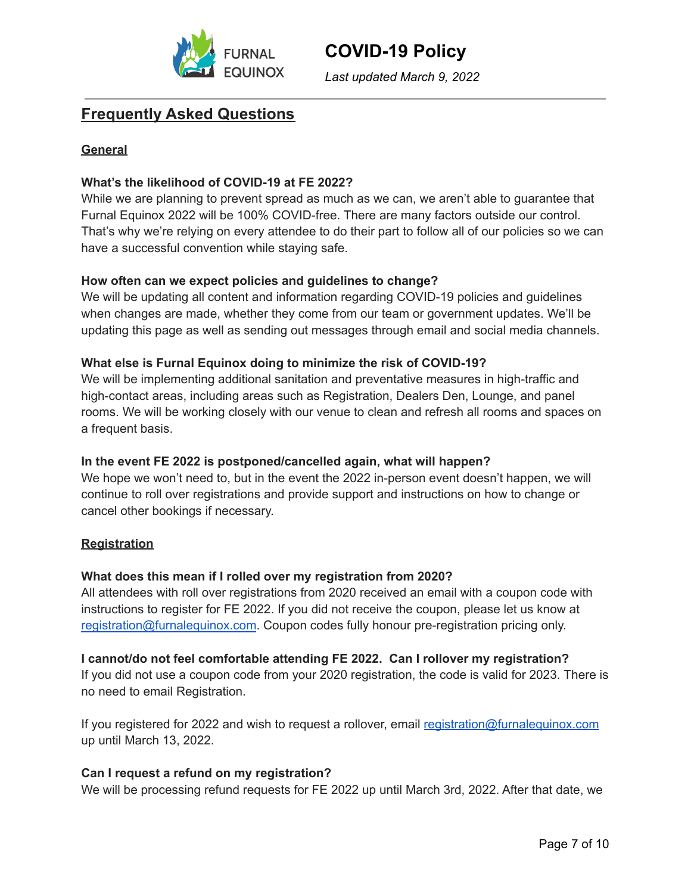## Frequently Asked Questions

### General

**What's the likelihood of COVID-19 at FE 2022?**

While we are planning to prevent spread as much as we can, we aren't able to guarantee that Furnal Equinox 2022 will be 100% COVID-free. There are many factors outside our control. That's why we're relying on every attendee to do their part to follow all of our policies so we can have a successful convention while staying safe.

**How often can we expect policies and guidelines to change?**

We will be updating all content and information regarding COVID-19 policies and guidelines when changes are made, whether they come from our team or government updates. We'll be updating this page as well as sending out messages through email and social media channels.

**What else is Furnal Equinox doing to minimize the risk of COVID-19?**

We will be implementing additional sanitation and preventative measures in high-traffic and high-contact areas, including areas such as Registration, Dealers Den, Lounge, and panel rooms. We will be working closely with our venue to clean and refresh all rooms and spaces on a frequent basis.

**In the event FE 2022 is postponed/cancelled again, what will happen?**

We hope we won't need to, but in the event the 2022 in-person event doesn't happen, we will continue to roll over registrations and provide support and instructions on how to change or cancel other bookings if necessary.

### Registration

**What does this mean if I rolled over my registration from 2020?**

All attendees with roll over registrations from 2020 received an email with a coupon code with instructions to register for FE 2022. If you did not receive the coupon, please let us know at registration@furnalequinox.com. Coupon codes fully honour pre-registration pricing only.

**I cannot/do not feel comfortable attending FE 2022. Can I rollover my registration?**

If you did not use a coupon code from your 2020 registration, the code is valid for 2023. There is no need to email Registration.

If you registered for 2022 and wish to request a rollover, email registration@furnalequinox.com up until March 13, 2022.

**Can I request a refund on my registration?**

We will be processing refund requests for FE 2022 up until March 3rd, 2022. After that date, we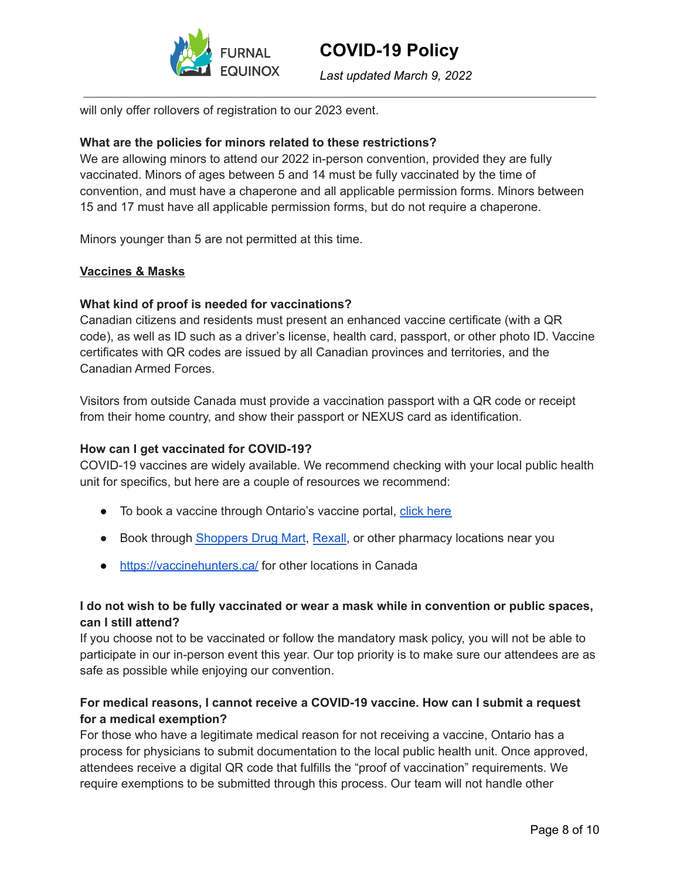will only offer rollovers of registration to our 2023 event.

**What are the policies for minors related to these restrictions?**
We are allowing minors to attend our 2022 in-person convention, provided they are fully vaccinated. Minors of ages between 5 and 14 must be fully vaccinated by the time of convention, and must have a chaperone and all applicable permission forms. Minors between 15 and 17 must have all applicable permission forms, but do not require a chaperone.

Minors younger than 5 are not permitted at this time.

## Vaccines & Masks

**What kind of proof is needed for vaccinations?**
Canadian citizens and residents must present an enhanced vaccine certificate (with a QR code), as well as ID such as a driver's license, health card, passport, or other photo ID. Vaccine certificates with QR codes are issued by all Canadian provinces and territories, and the Canadian Armed Forces.

Visitors from outside Canada must provide a vaccination passport with a QR code or receipt from their home country, and show their passport or NEXUS card as identification.

**How can I get vaccinated for COVID-19?**
COVID-19 vaccines are widely available. We recommend checking with your local public health unit for specifics, but here are a couple of resources we recommend:

- To book a vaccine through Ontario's vaccine portal, click here
- Book through Shoppers Drug Mart, Rexall, or other pharmacy locations near you
- https://vaccinehunters.ca/ for other locations in Canada

**I do not wish to be fully vaccinated or wear a mask while in convention or public spaces, can I still attend?**
If you choose not to be vaccinated or follow the mandatory mask policy, you will not be able to participate in our in-person event this year. Our top priority is to make sure our attendees are as safe as possible while enjoying our convention.

**For medical reasons, I cannot receive a COVID-19 vaccine. How can I submit a request for a medical exemption?**
For those who have a legitimate medical reason for not receiving a vaccine, Ontario has a process for physicians to submit documentation to the local public health unit. Once approved, attendees receive a digital QR code that fulfills the "proof of vaccination" requirements. We require exemptions to be submitted through this process. Our team will not handle other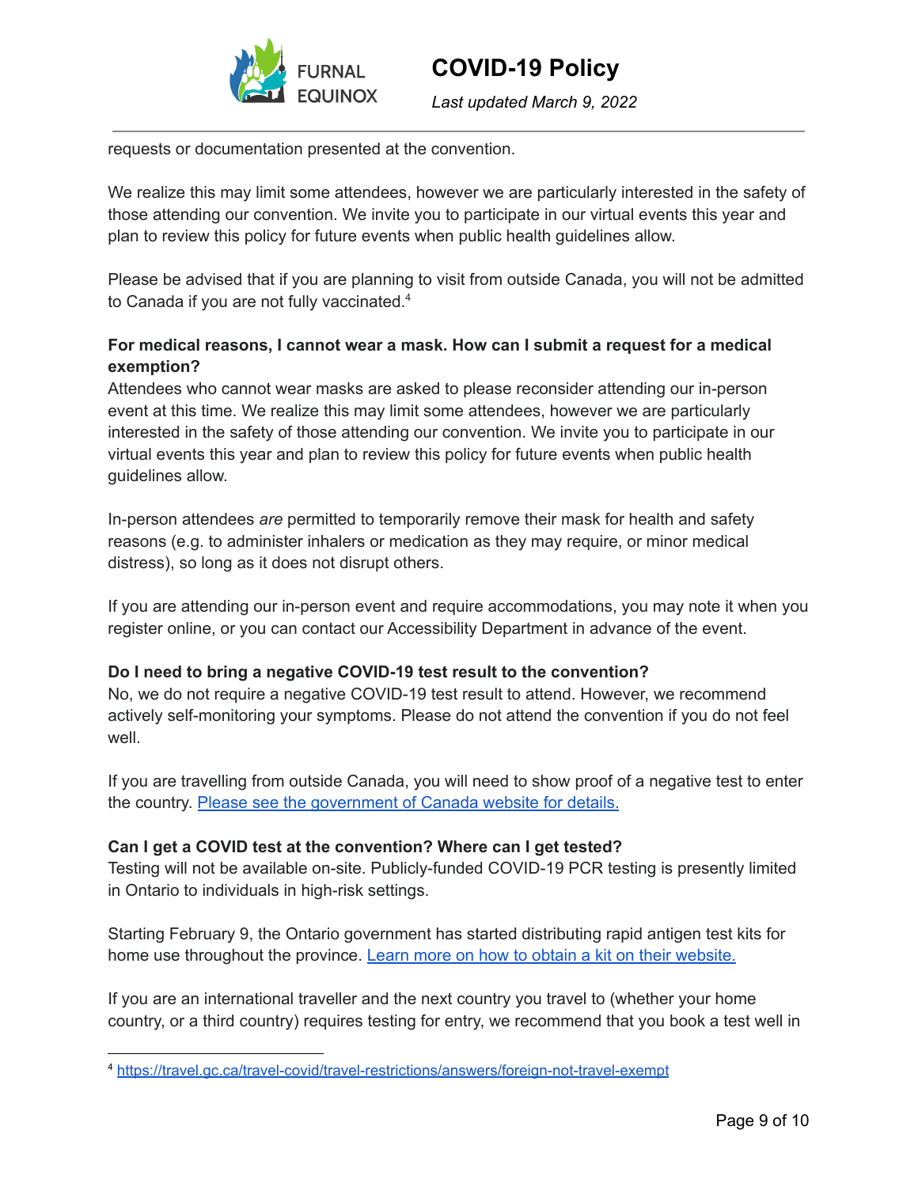requests or documentation presented at the convention.

We realize this may limit some attendees, however we are particularly interested in the safety of those attending our convention. We invite you to participate in our virtual events this year and plan to review this policy for future events when public health guidelines allow.

Please be advised that if you are planning to visit from outside Canada, you will not be admitted to Canada if you are not fully vaccinated.[4]

**For medical reasons, I cannot wear a mask. How can I submit a request for a medical exemption?**

Attendees who cannot wear masks are asked to please reconsider attending our in-person event at this time. We realize this may limit some attendees, however we are particularly interested in the safety of those attending our convention. We invite you to participate in our virtual events this year and plan to review this policy for future events when public health guidelines allow.

In-person attendees *are* permitted to temporarily remove their mask for health and safety reasons (e.g. to administer inhalers or medication as they may require, or minor medical distress), so long as it does not disrupt others.

If you are attending our in-person event and require accommodations, you may note it when you register online, or you can contact our Accessibility Department in advance of the event.

**Do I need to bring a negative COVID-19 test result to the convention?**

No, we do not require a negative COVID-19 test result to attend. However, we recommend actively self-monitoring your symptoms. Please do not attend the convention if you do not feel well.

If you are travelling from outside Canada, you will need to show proof of a negative test to enter the country. [Please see the government of Canada website for details.]

**Can I get a COVID test at the convention? Where can I get tested?**

Testing will not be available on-site. Publicly-funded COVID-19 PCR testing is presently limited in Ontario to individuals in high-risk settings.

Starting February 9, the Ontario government has started distributing rapid antigen test kits for home use throughout the province. [Learn more on how to obtain a kit on their website.]

If you are an international traveller and the next country you travel to (whether your home country, or a third country) requires testing for entry, we recommend that you book a test well in

---

[4] https://travel.gc.ca/travel-covid/travel-restrictions/answers/foreign-not-travel-exempt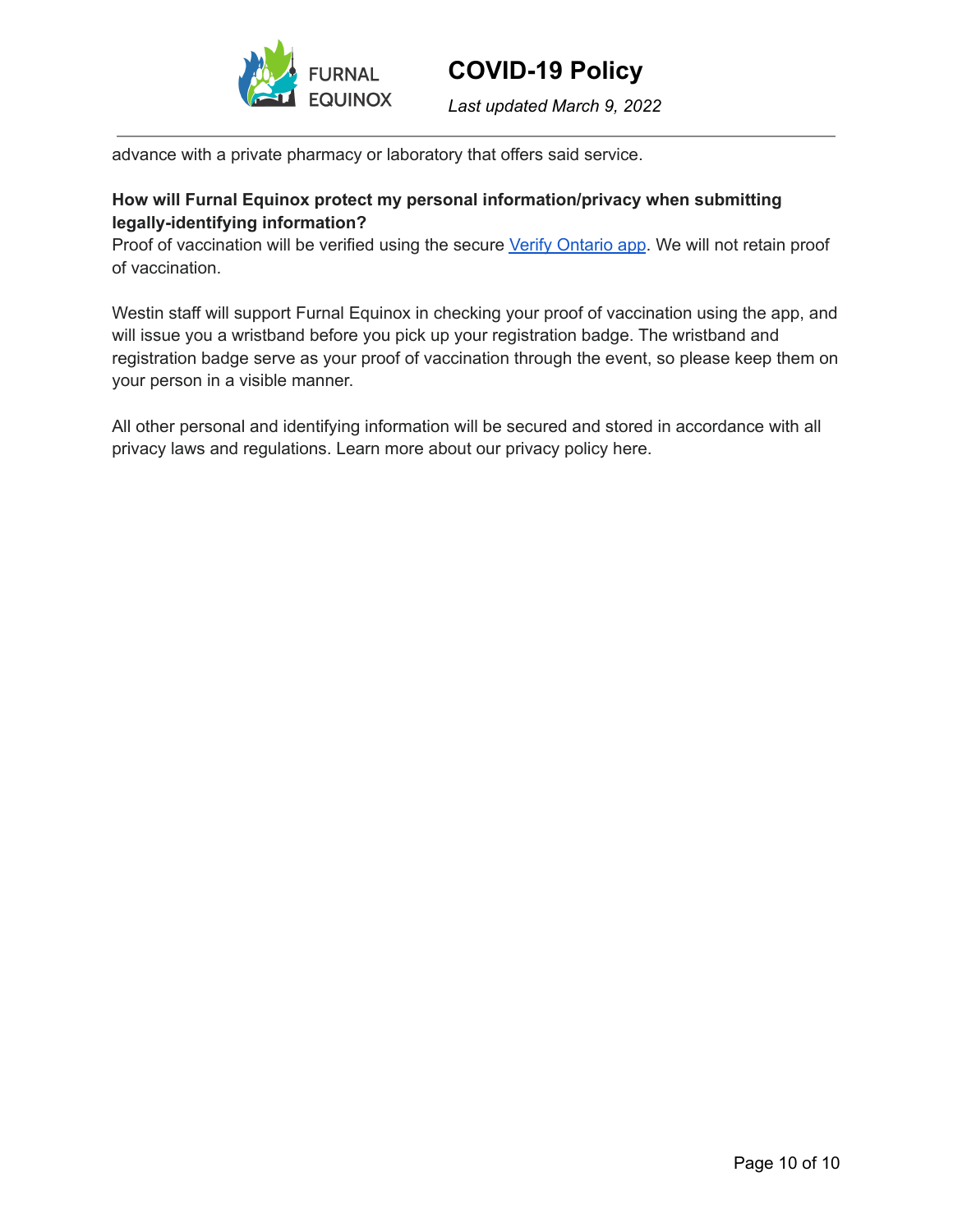advance with a private pharmacy or laboratory that offers said service.

**How will Furnal Equinox protect my personal information/privacy when submitting legally-identifying information?**

Proof of vaccination will be verified using the secure Verify Ontario app. We will not retain proof of vaccination.

Westin staff will support Furnal Equinox in checking your proof of vaccination using the app, and will issue you a wristband before you pick up your registration badge. The wristband and registration badge serve as your proof of vaccination through the event, so please keep them on your person in a visible manner.

All other personal and identifying information will be secured and stored in accordance with all privacy laws and regulations. Learn more about our privacy policy here.